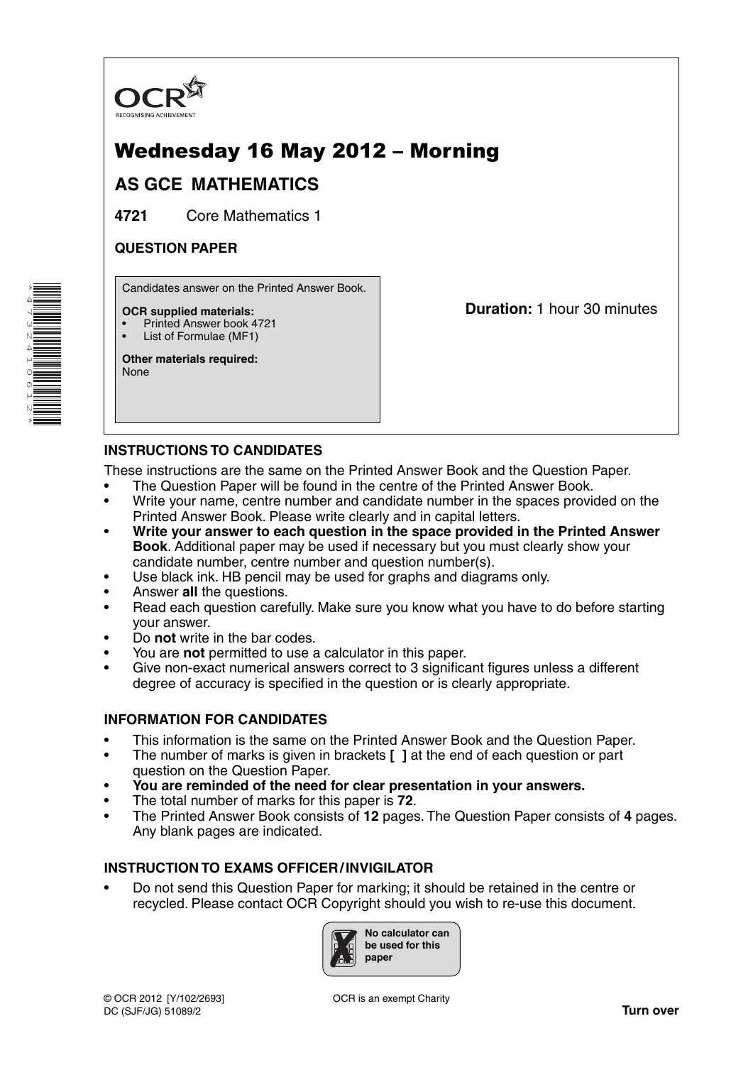OCR
RECOGNISING ACHIEVEMENT

# Wednesday 16 May 2012 – Morning

## AS GCE MATHEMATICS

**4721** Core Mathematics 1

**QUESTION PAPER**

Candidates answer on the Printed Answer Book.

**OCR supplied materials:**
- Printed Answer book 4721
- List of Formulae (MF1)

**Other materials required:**
None

**Duration:** 1 hour 30 minutes

### INSTRUCTIONS TO CANDIDATES

These instructions are the same on the Printed Answer Book and the Question Paper.

- The Question Paper will be found in the centre of the Printed Answer Book.
- Write your name, centre number and candidate number in the spaces provided on the Printed Answer Book. Please write clearly and in capital letters.
- **Write your answer to each question in the space provided in the Printed Answer Book**. Additional paper may be used if necessary but you must clearly show your candidate number, centre number and question number(s).
- Use black ink. HB pencil may be used for graphs and diagrams only.
- Answer **all** the questions.
- Read each question carefully. Make sure you know what you have to do before starting your answer.
- Do **not** write in the bar codes.
- You are **not** permitted to use a calculator in this paper.
- Give non-exact numerical answers correct to 3 significant figures unless a different degree of accuracy is specified in the question or is clearly appropriate.

### INFORMATION FOR CANDIDATES

- This information is the same on the Printed Answer Book and the Question Paper.
- The number of marks is given in brackets **[ ]** at the end of each question or part question on the Question Paper.
- **You are reminded of the need for clear presentation in your answers.**
- The total number of marks for this paper is **72**.
- The Printed Answer Book consists of **12** pages. The Question Paper consists of **4** pages. Any blank pages are indicated.

### INSTRUCTION TO EXAMS OFFICER / INVIGILATOR

- Do not send this Question Paper for marking; it should be retained in the centre or recycled. Please contact OCR Copyright should you wish to re-use this document.

No calculator can be used for this paper

© OCR 2012 [Y/102/2693]
DC (SJF/JG) 51089/2

OCR is an exempt Charity

**Turn over**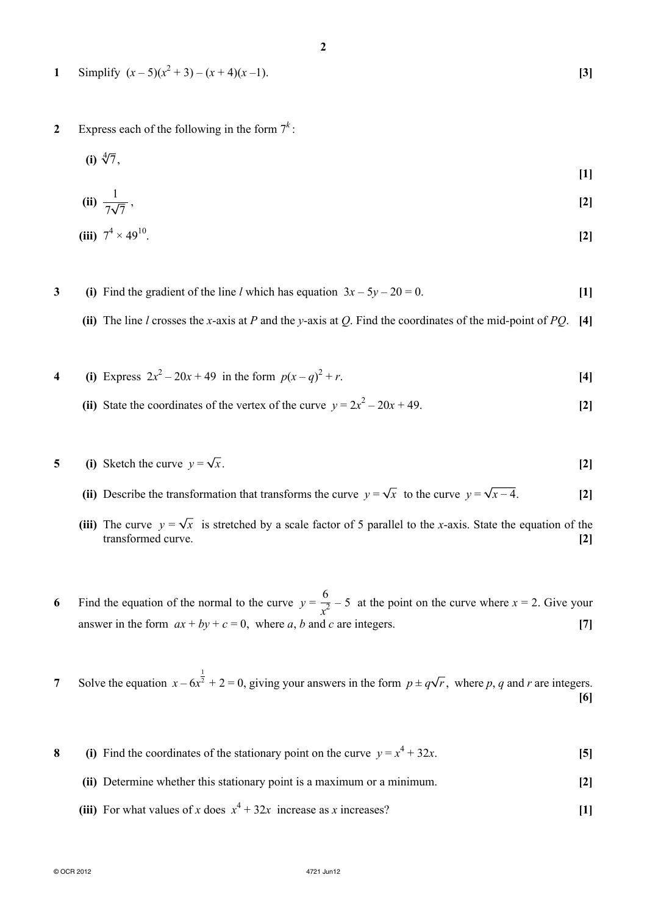**1** Simplify $(x - 5)(x^2 + 3) - (x + 4)(x - 1)$. **[3]**

**2** Express each of the following in the form $7^k$:

**(i)** $\sqrt[4]{7}$, **[1]**

**(ii)** $\dfrac{1}{7\sqrt{7}}$, **[2]**

**(iii)** $7^4 \times 49^{10}$. **[2]**

**3** **(i)** Find the gradient of the line $l$ which has equation $3x - 5y - 20 = 0$. **[1]**

**(ii)** The line $l$ crosses the $x$-axis at $P$ and the $y$-axis at $Q$. Find the coordinates of the mid-point of $PQ$. **[4]**

**4** **(i)** Express $2x^2 - 20x + 49$ in the form $p(x - q)^2 + r$. **[4]**

**(ii)** State the coordinates of the vertex of the curve $y = 2x^2 - 20x + 49$. **[2]**

**5** **(i)** Sketch the curve $y = \sqrt{x}$. **[2]**

**(ii)** Describe the transformation that transforms the curve $y = \sqrt{x}$ to the curve $y = \sqrt{x - 4}$. **[2]**

**(iii)** The curve $y = \sqrt{x}$ is stretched by a scale factor of 5 parallel to the $x$-axis. State the equation of the transformed curve. **[2]**

**6** Find the equation of the normal to the curve $y = \dfrac{6}{x^2} - 5$ at the point on the curve where $x = 2$. Give your answer in the form $ax + by + c = 0$, where $a$, $b$ and $c$ are integers. **[7]**

**7** Solve the equation $x - 6x^{\frac{1}{2}} + 2 = 0$, giving your answers in the form $p \pm q\sqrt{r}$, where $p$, $q$ and $r$ are integers. **[6]**

**8** **(i)** Find the coordinates of the stationary point on the curve $y = x^4 + 32x$. **[5]**

**(ii)** Determine whether this stationary point is a maximum or a minimum. **[2]**

**(iii)** For what values of $x$ does $x^4 + 32x$ increase as $x$ increases? **[1]**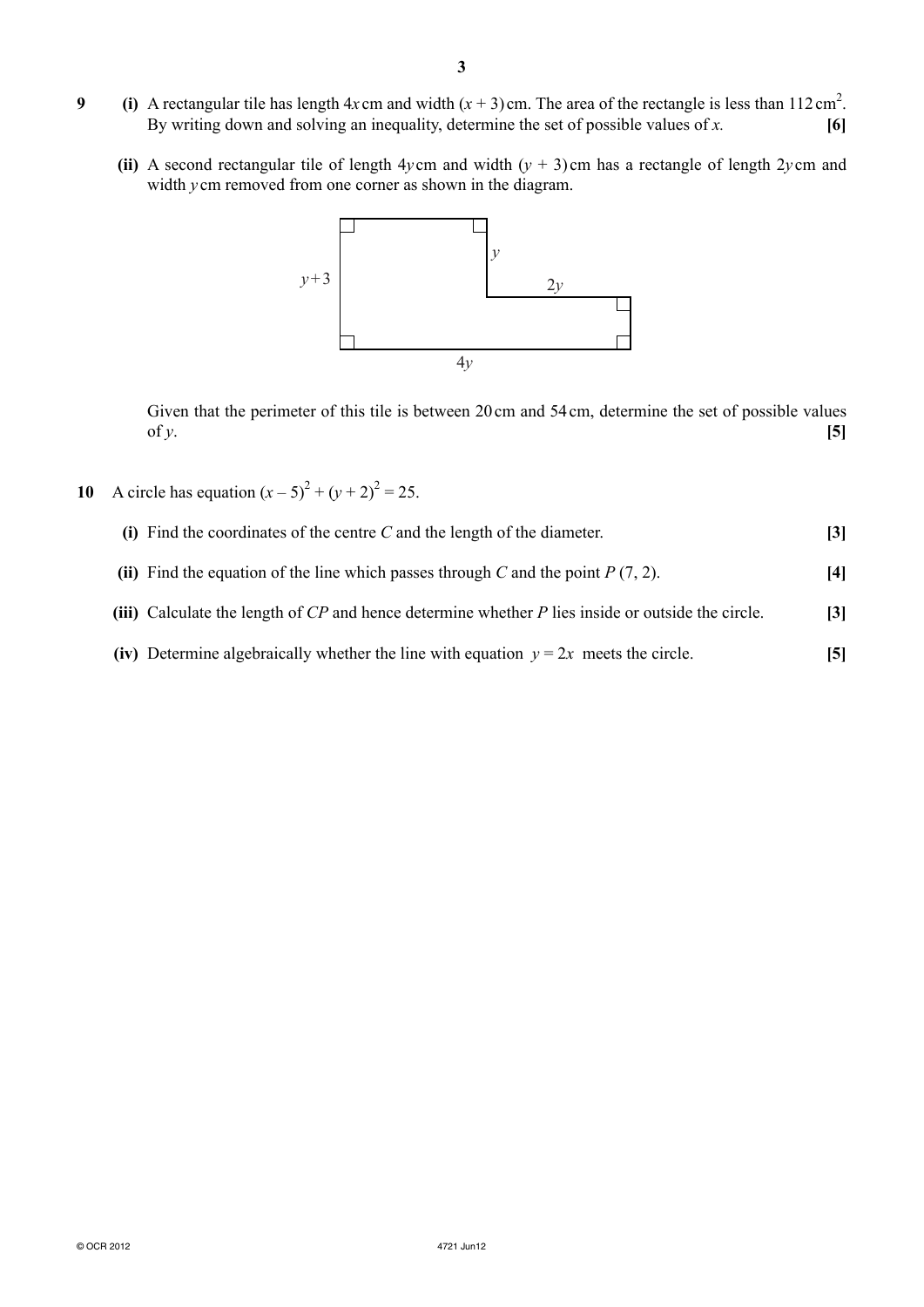**9** **(i)** A rectangular tile has length $4x$ cm and width $(x + 3)$ cm. The area of the rectangle is less than $112\text{ cm}^2$. By writing down and solving an inequality, determine the set of possible values of $x$. **[6]**

**(ii)** A second rectangular tile of length $4y$ cm and width $(y + 3)$ cm has a rectangle of length $2y$ cm and width $y$ cm removed from one corner as shown in the diagram.

Given that the perimeter of this tile is between 20 cm and 54 cm, determine the set of possible values of $y$. **[5]**

**10** A circle has equation $(x - 5)^2 + (y + 2)^2 = 25$.

**(i)** Find the coordinates of the centre $C$ and the length of the diameter. **[3]**

**(ii)** Find the equation of the line which passes through $C$ and the point $P$ (7, 2). **[4]**

**(iii)** Calculate the length of $CP$ and hence determine whether $P$ lies inside or outside the circle. **[3]**

**(iv)** Determine algebraically whether the line with equation $y = 2x$ meets the circle. **[5]**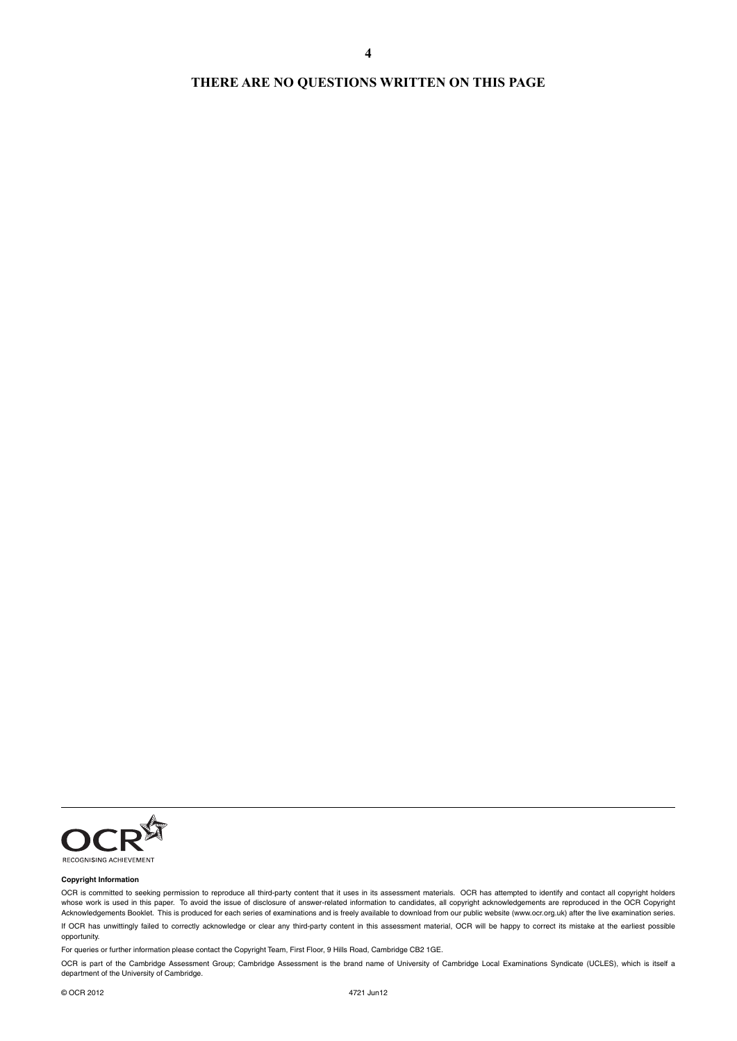# THERE ARE NO QUESTIONS WRITTEN ON THIS PAGE

OCR

RECOGNISING ACHIEVEMENT

**Copyright Information**

OCR is committed to seeking permission to reproduce all third-party content that it uses in its assessment materials. OCR has attempted to identify and contact all copyright holders whose work is used in this paper. To avoid the issue of disclosure of answer-related information to candidates, all copyright acknowledgements are reproduced in the OCR Copyright Acknowledgements Booklet. This is produced for each series of examinations and is freely available to download from our public website (www.ocr.org.uk) after the live examination series.

If OCR has unwittingly failed to correctly acknowledge or clear any third-party content in this assessment material, OCR will be happy to correct its mistake at the earliest possible opportunity.

For queries or further information please contact the Copyright Team, First Floor, 9 Hills Road, Cambridge CB2 1GE.

OCR is part of the Cambridge Assessment Group; Cambridge Assessment is the brand name of University of Cambridge Local Examinations Syndicate (UCLES), which is itself a department of the University of Cambridge.

© OCR 2012 4721 Jun12